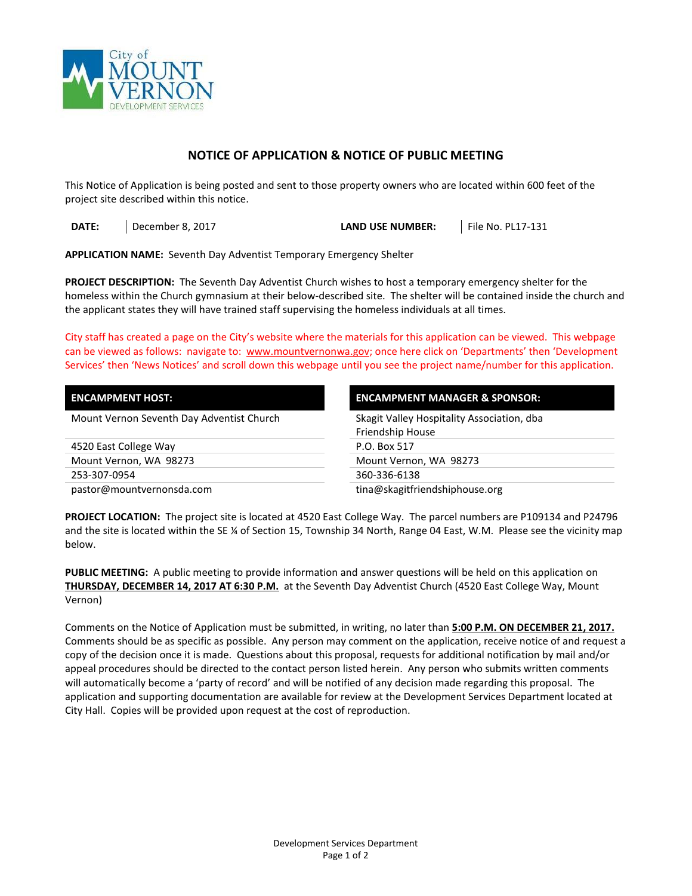City of MOUNT VERNON DEVELOPMENT SERVICES

# NOTICE OF APPLICATION & NOTICE OF PUBLIC MEETING

This Notice of Application is being posted and sent to those property owners who are located within 600 feet of the project site described within this notice.

| **DATE:** | December 8, 2017 | **LAND USE NUMBER:** | File No. PL17-131 |
|---|---|---|---|

**APPLICATION NAME:** Seventh Day Adventist Temporary Emergency Shelter

**PROJECT DESCRIPTION:** The Seventh Day Adventist Church wishes to host a temporary emergency shelter for the homeless within the Church gymnasium at their below-described site. The shelter will be contained inside the church and the applicant states they will have trained staff supervising the homeless individuals at all times.

City staff has created a page on the City's website where the materials for this application can be viewed. This webpage can be viewed as follows: navigate to: www.mountvernonwa.gov; once here click on 'Departments' then 'Development Services' then 'News Notices' and scroll down this webpage until you see the project name/number for this application.

| **ENCAMPMENT HOST:** | **ENCAMPMENT MANAGER & SPONSOR:** |
|---|---|
| Mount Vernon Seventh Day Adventist Church | Skagit Valley Hospitality Association, dba Friendship House |
| 4520 East College Way | P.O. Box 517 |
| Mount Vernon, WA 98273 | Mount Vernon, WA 98273 |
| 253-307-0954 | 360-336-6138 |
| pastor@mountvernonsda.com | tina@skagitfriendshiphouse.org |

**PROJECT LOCATION:** The project site is located at 4520 East College Way. The parcel numbers are P109134 and P24796 and the site is located within the SE ¼ of Section 15, Township 34 North, Range 04 East, W.M. Please see the vicinity map below.

**PUBLIC MEETING:** A public meeting to provide information and answer questions will be held on this application on **THURSDAY, DECEMBER 14, 2017 AT 6:30 P.M.** at the Seventh Day Adventist Church (4520 East College Way, Mount Vernon)

Comments on the Notice of Application must be submitted, in writing, no later than **5:00 P.M. ON DECEMBER 21, 2017.** Comments should be as specific as possible. Any person may comment on the application, receive notice of and request a copy of the decision once it is made. Questions about this proposal, requests for additional notification by mail and/or appeal procedures should be directed to the contact person listed herein. Any person who submits written comments will automatically become a 'party of record' and will be notified of any decision made regarding this proposal. The application and supporting documentation are available for review at the Development Services Department located at City Hall. Copies will be provided upon request at the cost of reproduction.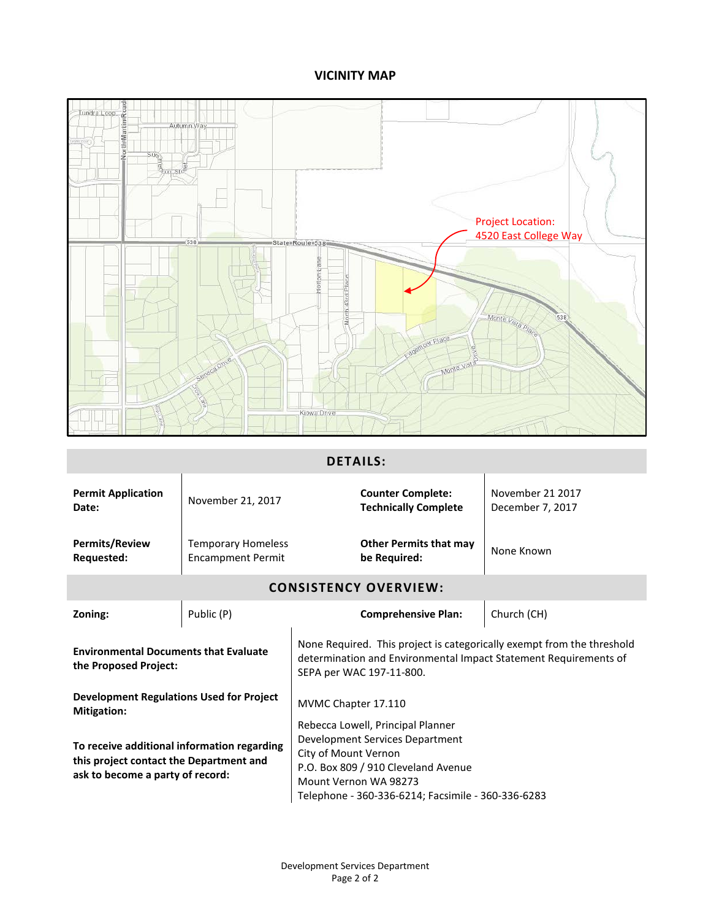## VICINITY MAP

Project Location:
4520 East College Way

## DETAILS:

| | | | |
|---|---|---|---|
| **Permit Application Date:** | November 21, 2017 | **Counter Complete:** **Technically Complete** | November 21 2017 December 7, 2017 |
| **Permits/Review Requested:** | Temporary Homeless Encampment Permit | **Other Permits that may be Required:** | None Known |

## CONSISTENCY OVERVIEW:

| | | | |
|---|---|---|---|
| **Zoning:** | Public (P) | **Comprehensive Plan:** | Church (CH) |

| | |
|---|---|
| **Environmental Documents that Evaluate the Proposed Project:** | None Required. This project is categorically exempt from the threshold determination and Environmental Impact Statement Requirements of SEPA per WAC 197-11-800. |
| **Development Regulations Used for Project Mitigation:** | MVMC Chapter 17.110 |
| **To receive additional information regarding this project contact the Department and ask to become a party of record:** | Rebecca Lowell, Principal Planner<br>Development Services Department<br>City of Mount Vernon<br>P.O. Box 809 / 910 Cleveland Avenue<br>Mount Vernon WA 98273<br>Telephone - 360-336-6214; Facsimile - 360-336-6283 |

Development Services Department